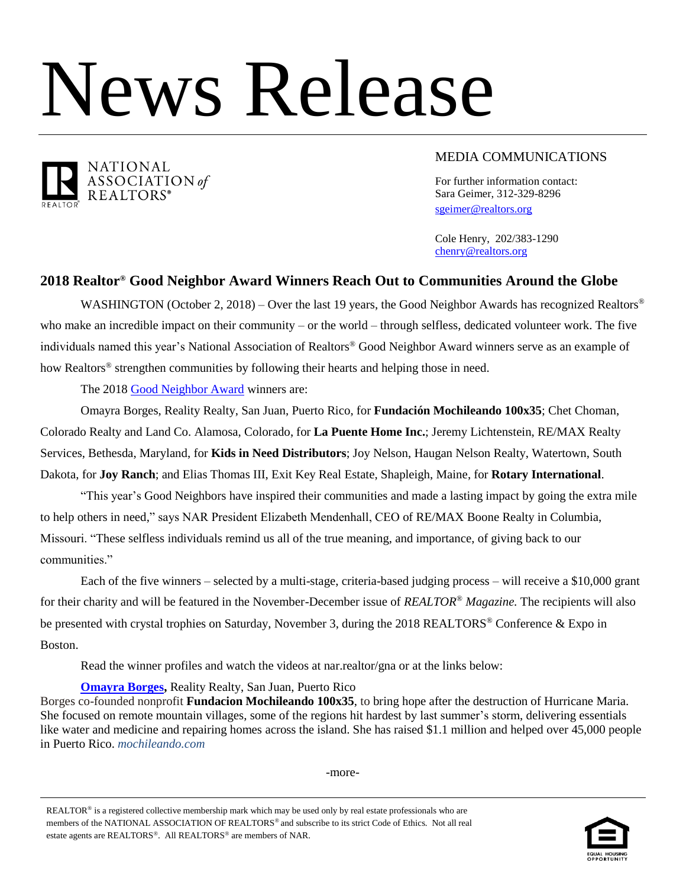# News Release

NATIONAL ASSOCIATION of REALTORS®

MEDIA COMMUNICATIONS

For further information contact:
Sara Geimer, 312-329-8296
sgeimer@realtors.org

Cole Henry, 202/383-1290
chenry@realtors.org

## 2018 Realtor® Good Neighbor Award Winners Reach Out to Communities Around the Globe

WASHINGTON (October 2, 2018) – Over the last 19 years, the Good Neighbor Awards has recognized Realtors® who make an incredible impact on their community – or the world – through selfless, dedicated volunteer work. The five individuals named this year's National Association of Realtors® Good Neighbor Award winners serve as an example of how Realtors® strengthen communities by following their hearts and helping those in need.

The 2018 Good Neighbor Award winners are:

Omayra Borges, Reality Realty, San Juan, Puerto Rico, for **Fundación Mochileando 100x35**; Chet Choman, Colorado Realty and Land Co. Alamosa, Colorado, for **La Puente Home Inc.**; Jeremy Lichtenstein, RE/MAX Realty Services, Bethesda, Maryland, for **Kids in Need Distributors**; Joy Nelson, Haugan Nelson Realty, Watertown, South Dakota, for **Joy Ranch**; and Elias Thomas III, Exit Key Real Estate, Shapleigh, Maine, for **Rotary International**.

"This year's Good Neighbors have inspired their communities and made a lasting impact by going the extra mile to help others in need," says NAR President Elizabeth Mendenhall, CEO of RE/MAX Boone Realty in Columbia, Missouri. "These selfless individuals remind us all of the true meaning, and importance, of giving back to our communities."

Each of the five winners – selected by a multi-stage, criteria-based judging process – will receive a $10,000 grant for their charity and will be featured in the November-December issue of *REALTOR® Magazine.* The recipients will also be presented with crystal trophies on Saturday, November 3, during the 2018 REALTORS® Conference & Expo in Boston.

Read the winner profiles and watch the videos at nar.realtor/gna or at the links below:

**Omayra Borges,** Reality Realty, San Juan, Puerto Rico
Borges co-founded nonprofit **Fundacion Mochileando 100x35**, to bring hope after the destruction of Hurricane Maria. She focused on remote mountain villages, some of the regions hit hardest by last summer's storm, delivering essentials like water and medicine and repairing homes across the island. She has raised $1.1 million and helped over 45,000 people in Puerto Rico. *mochileando.com*

-more-

REALTOR® is a registered collective membership mark which may be used only by real estate professionals who are members of the NATIONAL ASSOCIATION OF REALTORS® and subscribe to its strict Code of Ethics. Not all real estate agents are REALTORS®. All REALTORS® are members of NAR.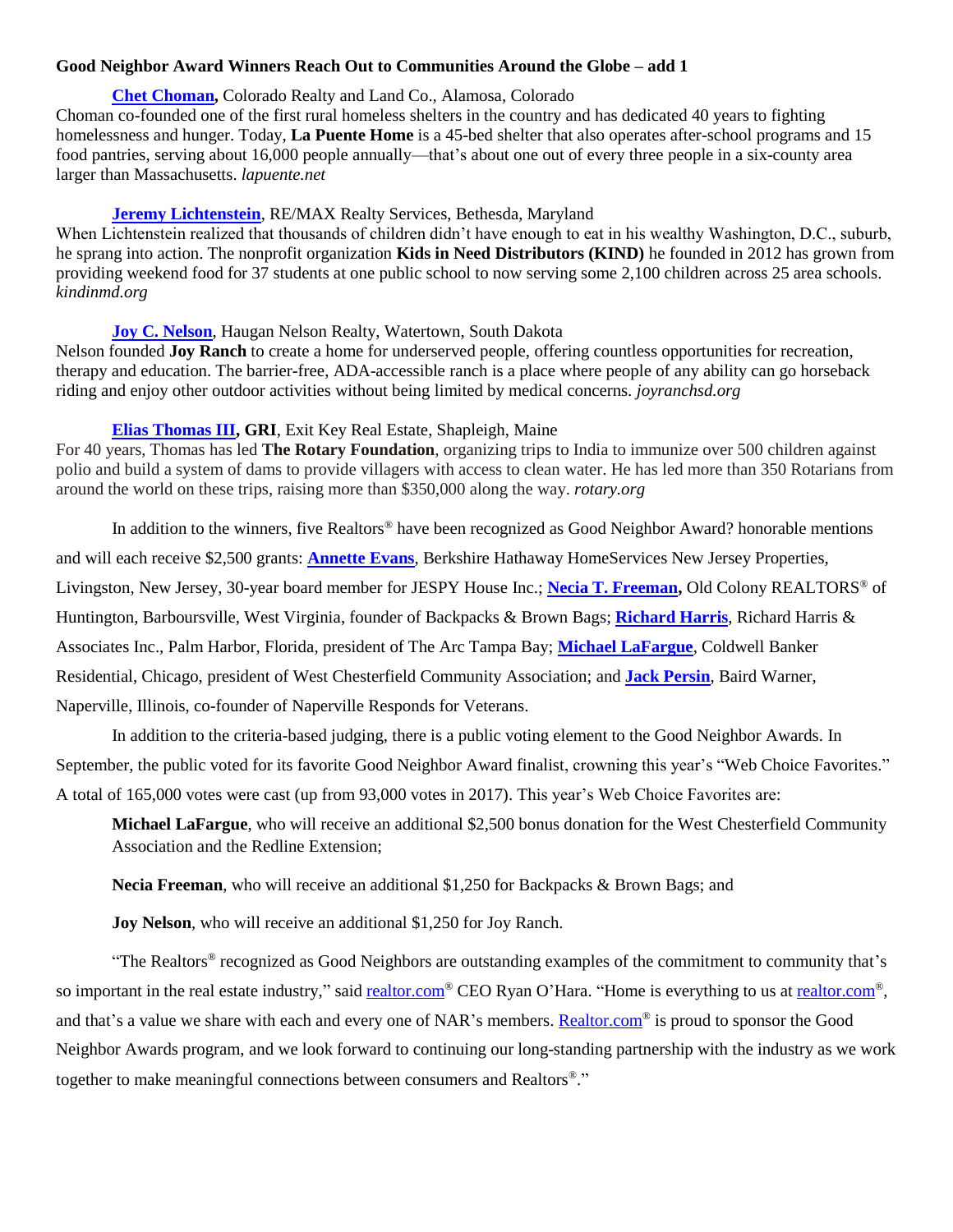**Good Neighbor Award Winners Reach Out to Communities Around the Globe – add 1**

**Chet Choman,** Colorado Realty and Land Co., Alamosa, Colorado
Choman co-founded one of the first rural homeless shelters in the country and has dedicated 40 years to fighting homelessness and hunger. Today, **La Puente Home** is a 45-bed shelter that also operates after-school programs and 15 food pantries, serving about 16,000 people annually—that's about one out of every three people in a six-county area larger than Massachusetts. *lapuente.net*

**Jeremy Lichtenstein**, RE/MAX Realty Services, Bethesda, Maryland
When Lichtenstein realized that thousands of children didn't have enough to eat in his wealthy Washington, D.C., suburb, he sprang into action. The nonprofit organization **Kids in Need Distributors (KIND)** he founded in 2012 has grown from providing weekend food for 37 students at one public school to now serving some 2,100 children across 25 area schools. *kindinmd.org*

**Joy C. Nelson**, Haugan Nelson Realty, Watertown, South Dakota
Nelson founded **Joy Ranch** to create a home for underserved people, offering countless opportunities for recreation, therapy and education. The barrier-free, ADA-accessible ranch is a place where people of any ability can go horseback riding and enjoy other outdoor activities without being limited by medical concerns. *joyranchsd.org*

**Elias Thomas III, GRI**, Exit Key Real Estate, Shapleigh, Maine
For 40 years, Thomas has led **The Rotary Foundation**, organizing trips to India to immunize over 500 children against polio and build a system of dams to provide villagers with access to clean water. He has led more than 350 Rotarians from around the world on these trips, raising more than $350,000 along the way. *rotary.org*

In addition to the winners, five Realtors® have been recognized as Good Neighbor Award? honorable mentions and will each receive $2,500 grants: **Annette Evans**, Berkshire Hathaway HomeServices New Jersey Properties, Livingston, New Jersey, 30-year board member for JESPY House Inc.; **Necia T. Freeman,** Old Colony REALTORS® of Huntington, Barboursville, West Virginia, founder of Backpacks & Brown Bags; **Richard Harris**, Richard Harris & Associates Inc., Palm Harbor, Florida, president of The Arc Tampa Bay; **Michael LaFargue**, Coldwell Banker Residential, Chicago, president of West Chesterfield Community Association; and **Jack Persin**, Baird Warner, Naperville, Illinois, co-founder of Naperville Responds for Veterans.

In addition to the criteria-based judging, there is a public voting element to the Good Neighbor Awards. In September, the public voted for its favorite Good Neighbor Award finalist, crowning this year's "Web Choice Favorites." A total of 165,000 votes were cast (up from 93,000 votes in 2017). This year's Web Choice Favorites are:

**Michael LaFargue**, who will receive an additional $2,500 bonus donation for the West Chesterfield Community Association and the Redline Extension;

**Necia Freeman**, who will receive an additional $1,250 for Backpacks & Brown Bags; and

**Joy Nelson**, who will receive an additional $1,250 for Joy Ranch.

"The Realtors® recognized as Good Neighbors are outstanding examples of the commitment to community that's so important in the real estate industry," said realtor.com® CEO Ryan O'Hara. "Home is everything to us at realtor.com®, and that's a value we share with each and every one of NAR's members. Realtor.com® is proud to sponsor the Good Neighbor Awards program, and we look forward to continuing our long-standing partnership with the industry as we work together to make meaningful connections between consumers and Realtors®."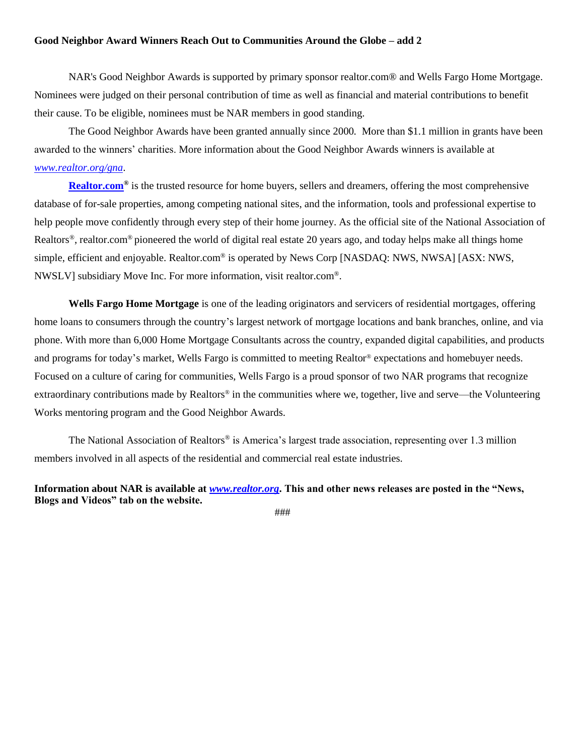**Good Neighbor Award Winners Reach Out to Communities Around the Globe – add 2**

NAR's Good Neighbor Awards is supported by primary sponsor realtor.com® and Wells Fargo Home Mortgage. Nominees were judged on their personal contribution of time as well as financial and material contributions to benefit their cause. To be eligible, nominees must be NAR members in good standing.

The Good Neighbor Awards have been granted annually since 2000. More than $1.1 million in grants have been awarded to the winners' charities. More information about the Good Neighbor Awards winners is available at *www.realtor.org/gna*.

**Realtor.com®** is the trusted resource for home buyers, sellers and dreamers, offering the most comprehensive database of for-sale properties, among competing national sites, and the information, tools and professional expertise to help people move confidently through every step of their home journey. As the official site of the National Association of Realtors®, realtor.com® pioneered the world of digital real estate 20 years ago, and today helps make all things home simple, efficient and enjoyable. Realtor.com® is operated by News Corp [NASDAQ: NWS, NWSA] [ASX: NWS, NWSLV] subsidiary Move Inc. For more information, visit realtor.com®.

**Wells Fargo Home Mortgage** is one of the leading originators and servicers of residential mortgages, offering home loans to consumers through the country's largest network of mortgage locations and bank branches, online, and via phone. With more than 6,000 Home Mortgage Consultants across the country, expanded digital capabilities, and products and programs for today's market, Wells Fargo is committed to meeting Realtor® expectations and homebuyer needs. Focused on a culture of caring for communities, Wells Fargo is a proud sponsor of two NAR programs that recognize extraordinary contributions made by Realtors® in the communities where we, together, live and serve—the Volunteering Works mentoring program and the Good Neighbor Awards.

The National Association of Realtors® is America's largest trade association, representing over 1.3 million members involved in all aspects of the residential and commercial real estate industries.

**Information about NAR is available at *www.realtor.org*. This and other news releases are posted in the "News, Blogs and Videos" tab on the website.**

###